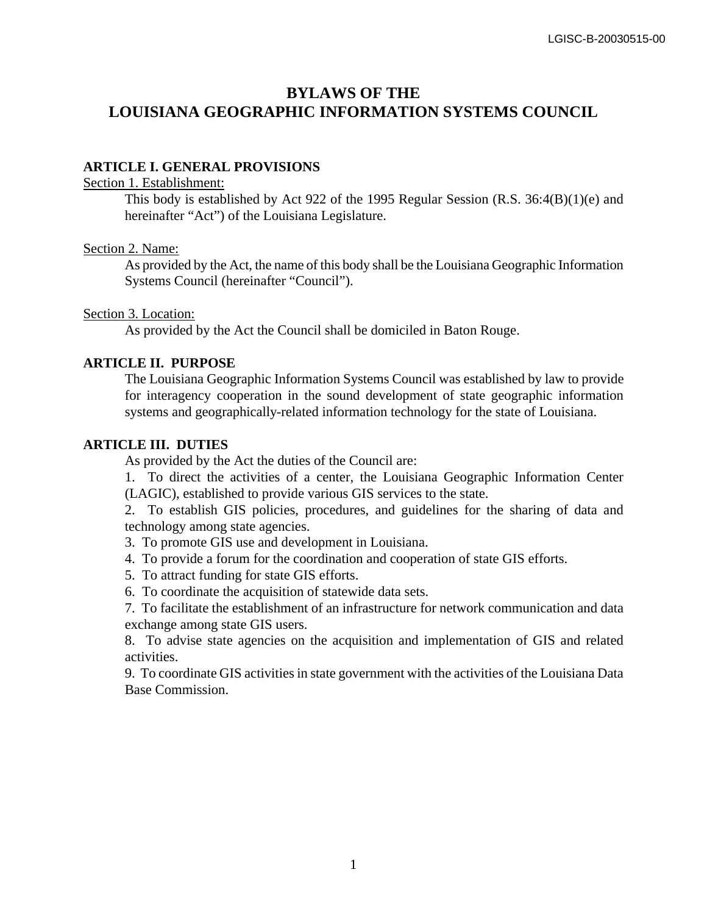# BYLAWS OF THE LOUISIANA GEOGRAPHIC INFORMATION SYSTEMS COUNCIL

## ARTICLE I. GENERAL PROVISIONS

Section 1. Establishment:

This body is established by Act 922 of the 1995 Regular Session (R.S. 36:4(B)(1)(e) and hereinafter "Act") of the Louisiana Legislature.

Section 2. Name:

As provided by the Act, the name of this body shall be the Louisiana Geographic Information Systems Council (hereinafter "Council").

Section 3. Location:

As provided by the Act the Council shall be domiciled in Baton Rouge.

## ARTICLE II. PURPOSE

The Louisiana Geographic Information Systems Council was established by law to provide for interagency cooperation in the sound development of state geographic information systems and geographically-related information technology for the state of Louisiana.

## ARTICLE III. DUTIES

As provided by the Act the duties of the Council are:

1. To direct the activities of a center, the Louisiana Geographic Information Center (LAGIC), established to provide various GIS services to the state.
2. To establish GIS policies, procedures, and guidelines for the sharing of data and technology among state agencies.
3. To promote GIS use and development in Louisiana.
4. To provide a forum for the coordination and cooperation of state GIS efforts.
5. To attract funding for state GIS efforts.
6. To coordinate the acquisition of statewide data sets.
7. To facilitate the establishment of an infrastructure for network communication and data exchange among state GIS users.
8. To advise state agencies on the acquisition and implementation of GIS and related activities.
9. To coordinate GIS activities in state government with the activities of the Louisiana Data Base Commission.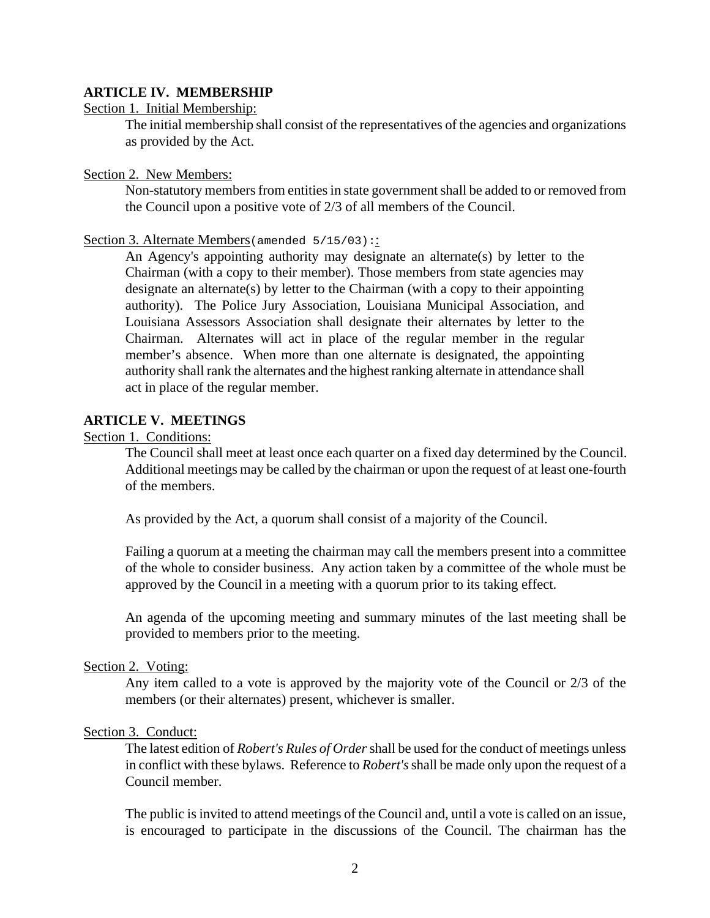## ARTICLE IV. MEMBERSHIP

Section 1. Initial Membership:

The initial membership shall consist of the representatives of the agencies and organizations as provided by the Act.

Section 2. New Members:

Non-statutory members from entities in state government shall be added to or removed from the Council upon a positive vote of 2/3 of all members of the Council.

Section 3. Alternate Members(amended 5/15/03)::

An Agency's appointing authority may designate an alternate(s) by letter to the Chairman (with a copy to their member). Those members from state agencies may designate an alternate(s) by letter to the Chairman (with a copy to their appointing authority). The Police Jury Association, Louisiana Municipal Association, and Louisiana Assessors Association shall designate their alternates by letter to the Chairman. Alternates will act in place of the regular member in the regular member's absence. When more than one alternate is designated, the appointing authority shall rank the alternates and the highest ranking alternate in attendance shall act in place of the regular member.

## ARTICLE V. MEETINGS

Section 1. Conditions:

The Council shall meet at least once each quarter on a fixed day determined by the Council. Additional meetings may be called by the chairman or upon the request of at least one-fourth of the members.

As provided by the Act, a quorum shall consist of a majority of the Council.

Failing a quorum at a meeting the chairman may call the members present into a committee of the whole to consider business. Any action taken by a committee of the whole must be approved by the Council in a meeting with a quorum prior to its taking effect.

An agenda of the upcoming meeting and summary minutes of the last meeting shall be provided to members prior to the meeting.

Section 2. Voting:

Any item called to a vote is approved by the majority vote of the Council or 2/3 of the members (or their alternates) present, whichever is smaller.

Section 3. Conduct:

The latest edition of *Robert's Rules of Order* shall be used for the conduct of meetings unless in conflict with these bylaws. Reference to *Robert's* shall be made only upon the request of a Council member.

The public is invited to attend meetings of the Council and, until a vote is called on an issue, is encouraged to participate in the discussions of the Council. The chairman has the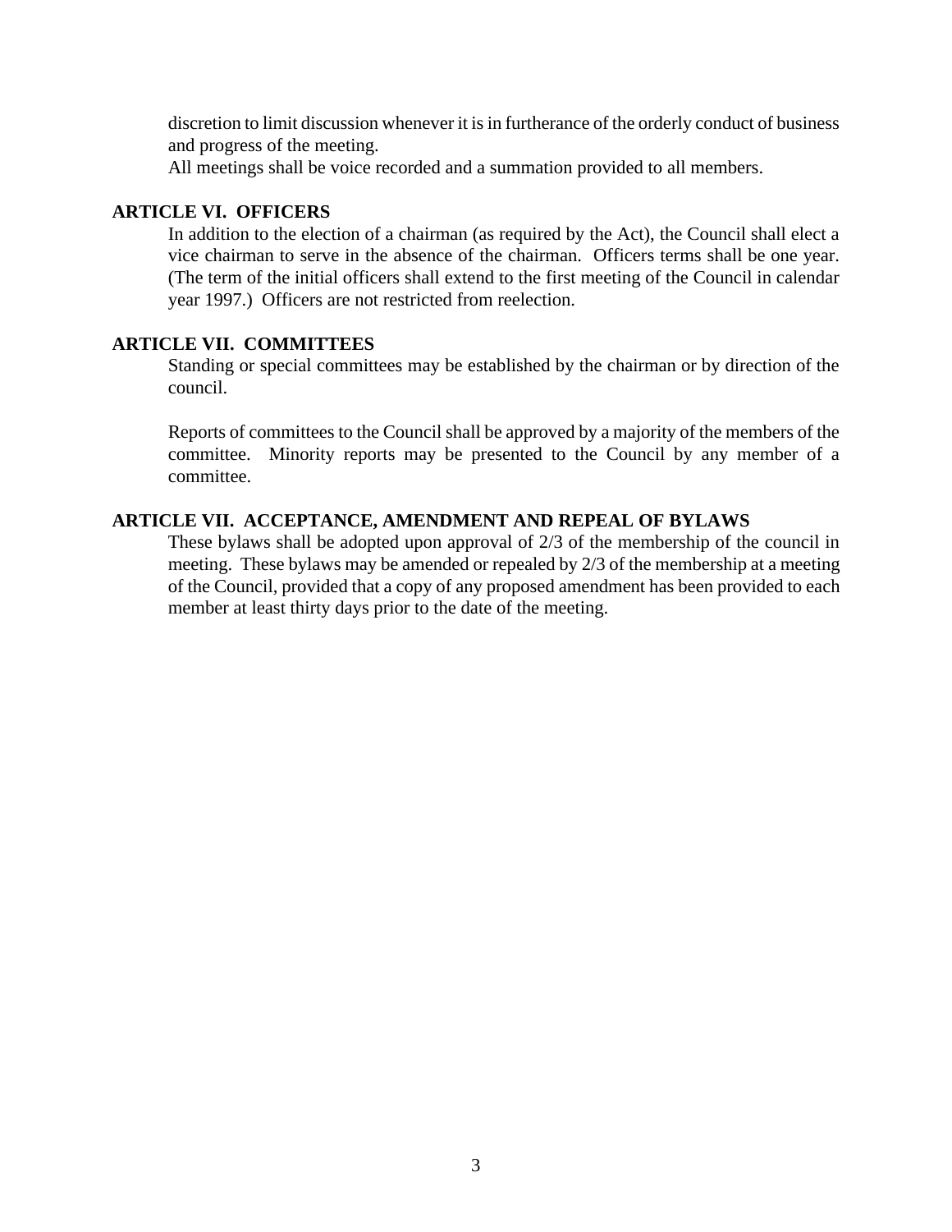discretion to limit discussion whenever it is in furtherance of the orderly conduct of business and progress of the meeting.

All meetings shall be voice recorded and a summation provided to all members.

## ARTICLE VI. OFFICERS

In addition to the election of a chairman (as required by the Act), the Council shall elect a vice chairman to serve in the absence of the chairman. Officers terms shall be one year. (The term of the initial officers shall extend to the first meeting of the Council in calendar year 1997.) Officers are not restricted from reelection.

## ARTICLE VII. COMMITTEES

Standing or special committees may be established by the chairman or by direction of the council.

Reports of committees to the Council shall be approved by a majority of the members of the committee. Minority reports may be presented to the Council by any member of a committee.

## ARTICLE VII. ACCEPTANCE, AMENDMENT AND REPEAL OF BYLAWS

These bylaws shall be adopted upon approval of 2/3 of the membership of the council in meeting. These bylaws may be amended or repealed by 2/3 of the membership at a meeting of the Council, provided that a copy of any proposed amendment has been provided to each member at least thirty days prior to the date of the meeting.